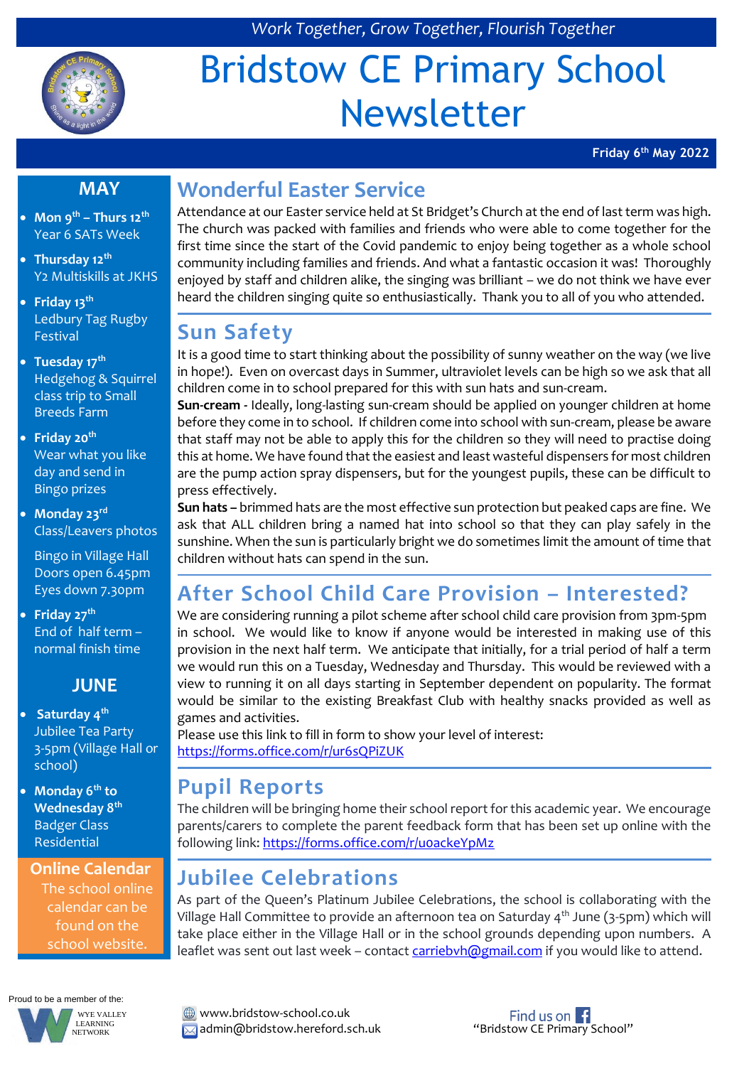*Work Together, Grow Together, Flourish Together*

# Bridstow CE Primary School Newsletter

**Friday 6th May 2022**

## MAY

- **Mon 9th – Thurs 12th**
  Year 6 SATs Week
- **Thursday 12th**
  Y2 Multiskills at JKHS
- **Friday 13th**
  Ledbury Tag Rugby Festival
- **Tuesday 17th**
  Hedgehog & Squirrel class trip to Small Breeds Farm
- **Friday 20th**
  Wear what you like day and send in Bingo prizes
- **Monday 23rd**
  Class/Leavers photos

  Bingo in Village Hall Doors open 6.45pm Eyes down 7.30pm
- **Friday 27th**
  End of half term – normal finish time

## JUNE

- **Saturday 4th**
  Jubilee Tea Party 3-5pm (Village Hall or school)
- **Monday 6th to Wednesday 8th**
  Badger Class Residential

**Online Calendar**
The school online calendar can be found on the school website.

## Wonderful Easter Service

Attendance at our Easter service held at St Bridget's Church at the end of last term was high. The church was packed with families and friends who were able to come together for the first time since the start of the Covid pandemic to enjoy being together as a whole school community including families and friends. And what a fantastic occasion it was! Thoroughly enjoyed by staff and children alike, the singing was brilliant – we do not think we have ever heard the children singing quite so enthusiastically. Thank you to all of you who attended.

## Sun Safety

It is a good time to start thinking about the possibility of sunny weather on the way (we live in hope!). Even on overcast days in Summer, ultraviolet levels can be high so we ask that all children come in to school prepared for this with sun hats and sun-cream.

**Sun-cream** - Ideally, long-lasting sun-cream should be applied on younger children at home before they come in to school. If children come into school with sun-cream, please be aware that staff may not be able to apply this for the children so they will need to practise doing this at home. We have found that the easiest and least wasteful dispensers for most children are the pump action spray dispensers, but for the youngest pupils, these can be difficult to press effectively.

**Sun hats –** brimmed hats are the most effective sun protection but peaked caps are fine. We ask that ALL children bring a named hat into school so that they can play safely in the sunshine. When the sun is particularly bright we do sometimes limit the amount of time that children without hats can spend in the sun.

## After School Child Care Provision – Interested?

We are considering running a pilot scheme after school child care provision from 3pm-5pm in school. We would like to know if anyone would be interested in making use of this provision in the next half term. We anticipate that initially, for a trial period of half a term we would run this on a Tuesday, Wednesday and Thursday. This would be reviewed with a view to running it on all days starting in September dependent on popularity. The format would be similar to the existing Breakfast Club with healthy snacks provided as well as games and activities.

Please use this link to fill in form to show your level of interest:
https://forms.office.com/r/ur6sQPiZUK

## Pupil Reports

The children will be bringing home their school report for this academic year. We encourage parents/carers to complete the parent feedback form that has been set up online with the following link: https://forms.office.com/r/u0ackeYpMz

## Jubilee Celebrations

As part of the Queen's Platinum Jubilee Celebrations, the school is collaborating with the Village Hall Committee to provide an afternoon tea on Saturday 4th June (3-5pm) which will take place either in the Village Hall or in the school grounds depending upon numbers. A leaflet was sent out last week – contact carriebvh@gmail.com if you would like to attend.

Proud to be a member of the: WYE VALLEY LEARNING NETWORK

www.bridstow-school.co.uk
admin@bridstow.hereford.sch.uk

Find us on Facebook "Bridstow CE Primary School"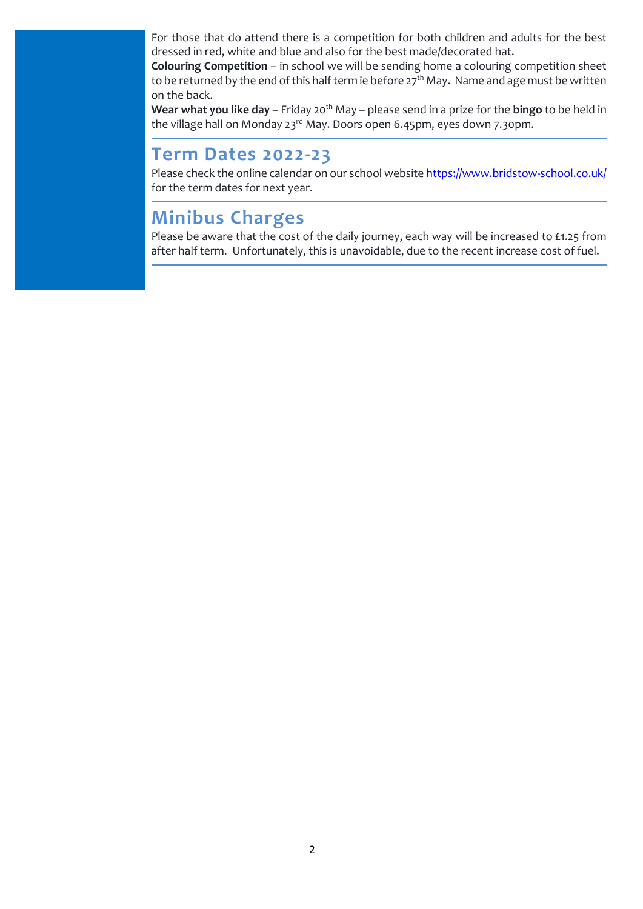For those that do attend there is a competition for both children and adults for the best dressed in red, white and blue and also for the best made/decorated hat.

**Colouring Competition** – in school we will be sending home a colouring competition sheet to be returned by the end of this half term ie before 27th May. Name and age must be written on the back.

**Wear what you like day** – Friday 20th May – please send in a prize for the **bingo** to be held in the village hall on Monday 23rd May. Doors open 6.45pm, eyes down 7.30pm.

## Term Dates 2022-23

Please check the online calendar on our school website https://www.bridstow-school.co.uk/ for the term dates for next year.

## Minibus Charges

Please be aware that the cost of the daily journey, each way will be increased to £1.25 from after half term. Unfortunately, this is unavoidable, due to the recent increase cost of fuel.